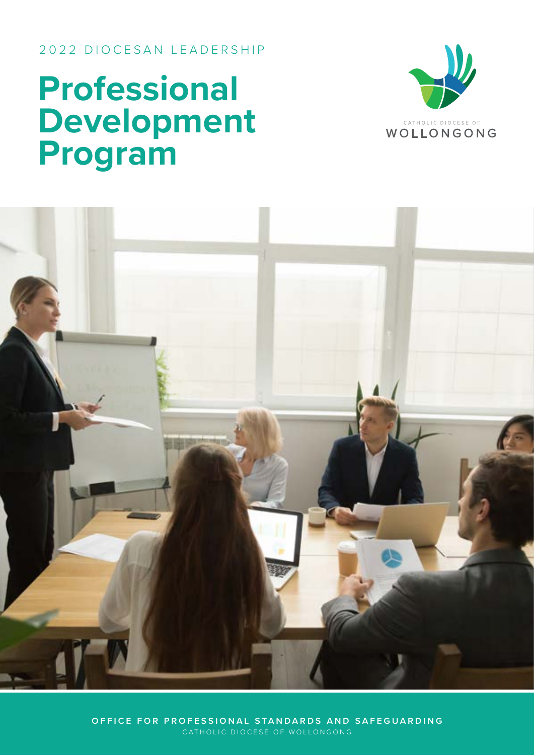2022 DIOCESAN LEADERSHIP

# Professional Development Program

CATHOLIC DIOCESE OF
WOLLONGONG

**OFFICE FOR PROFESSIONAL STANDARDS AND SAFEGUARDING**
CATHOLIC DIOCESE OF WOLLONGONG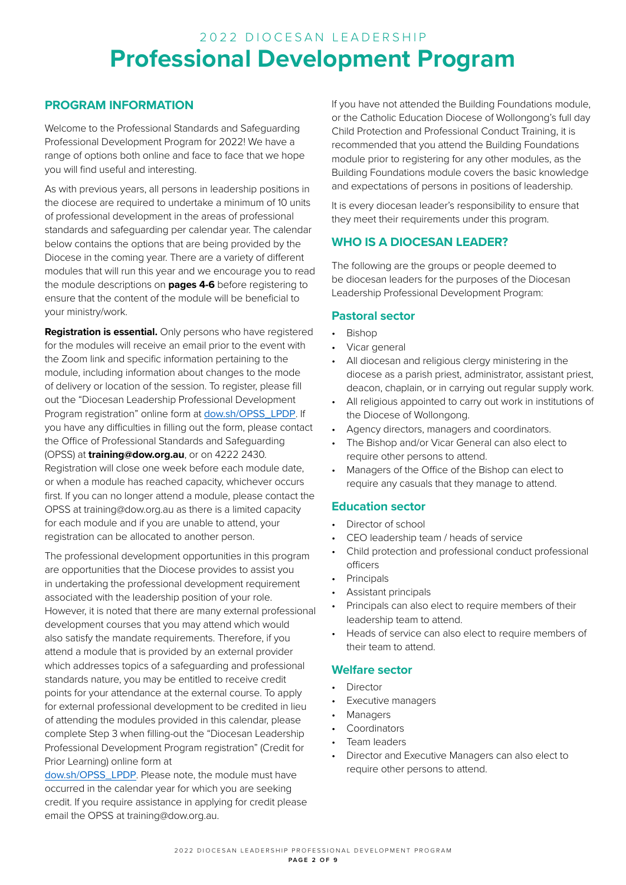2022 DIOCESAN LEADERSHIP

# Professional Development Program

## PROGRAM INFORMATION

Welcome to the Professional Standards and Safeguarding Professional Development Program for 2022! We have a range of options both online and face to face that we hope you will find useful and interesting.

As with previous years, all persons in leadership positions in the diocese are required to undertake a minimum of 10 units of professional development in the areas of professional standards and safeguarding per calendar year. The calendar below contains the options that are being provided by the Diocese in the coming year. There are a variety of different modules that will run this year and we encourage you to read the module descriptions on **pages 4-6** before registering to ensure that the content of the module will be beneficial to your ministry/work.

**Registration is essential.** Only persons who have registered for the modules will receive an email prior to the event with the Zoom link and specific information pertaining to the module, including information about changes to the mode of delivery or location of the session. To register, please fill out the "Diocesan Leadership Professional Development Program registration" online form at dow.sh/OPSS_LPDP. If you have any difficulties in filling out the form, please contact the Office of Professional Standards and Safeguarding (OPSS) at **training@dow.org.au**, or on 4222 2430. Registration will close one week before each module date, or when a module has reached capacity, whichever occurs first. If you can no longer attend a module, please contact the OPSS at training@dow.org.au as there is a limited capacity for each module and if you are unable to attend, your registration can be allocated to another person.

The professional development opportunities in this program are opportunities that the Diocese provides to assist you in undertaking the professional development requirement associated with the leadership position of your role. However, it is noted that there are many external professional development courses that you may attend which would also satisfy the mandate requirements. Therefore, if you attend a module that is provided by an external provider which addresses topics of a safeguarding and professional standards nature, you may be entitled to receive credit points for your attendance at the external course. To apply for external professional development to be credited in lieu of attending the modules provided in this calendar, please complete Step 3 when filling-out the "Diocesan Leadership Professional Development Program registration" (Credit for Prior Learning) online form at dow.sh/OPSS_LPDP. Please note, the module must have occurred in the calendar year for which you are seeking credit. If you require assistance in applying for credit please email the OPSS at training@dow.org.au.

If you have not attended the Building Foundations module, or the Catholic Education Diocese of Wollongong's full day Child Protection and Professional Conduct Training, it is recommended that you attend the Building Foundations module prior to registering for any other modules, as the Building Foundations module covers the basic knowledge and expectations of persons in positions of leadership.

It is every diocesan leader's responsibility to ensure that they meet their requirements under this program.

## WHO IS A DIOCESAN LEADER?

The following are the groups or people deemed to be diocesan leaders for the purposes of the Diocesan Leadership Professional Development Program:

### Pastoral sector

- Bishop
- Vicar general
- All diocesan and religious clergy ministering in the diocese as a parish priest, administrator, assistant priest, deacon, chaplain, or in carrying out regular supply work.
- All religious appointed to carry out work in institutions of the Diocese of Wollongong.
- Agency directors, managers and coordinators.
- The Bishop and/or Vicar General can also elect to require other persons to attend.
- Managers of the Office of the Bishop can elect to require any casuals that they manage to attend.

### Education sector

- Director of school
- CEO leadership team / heads of service
- Child protection and professional conduct professional officers
- Principals
- Assistant principals
- Principals can also elect to require members of their leadership team to attend.
- Heads of service can also elect to require members of their team to attend.

### Welfare sector

- Director
- Executive managers
- Managers
- Coordinators
- Team leaders
- Director and Executive Managers can also elect to require other persons to attend.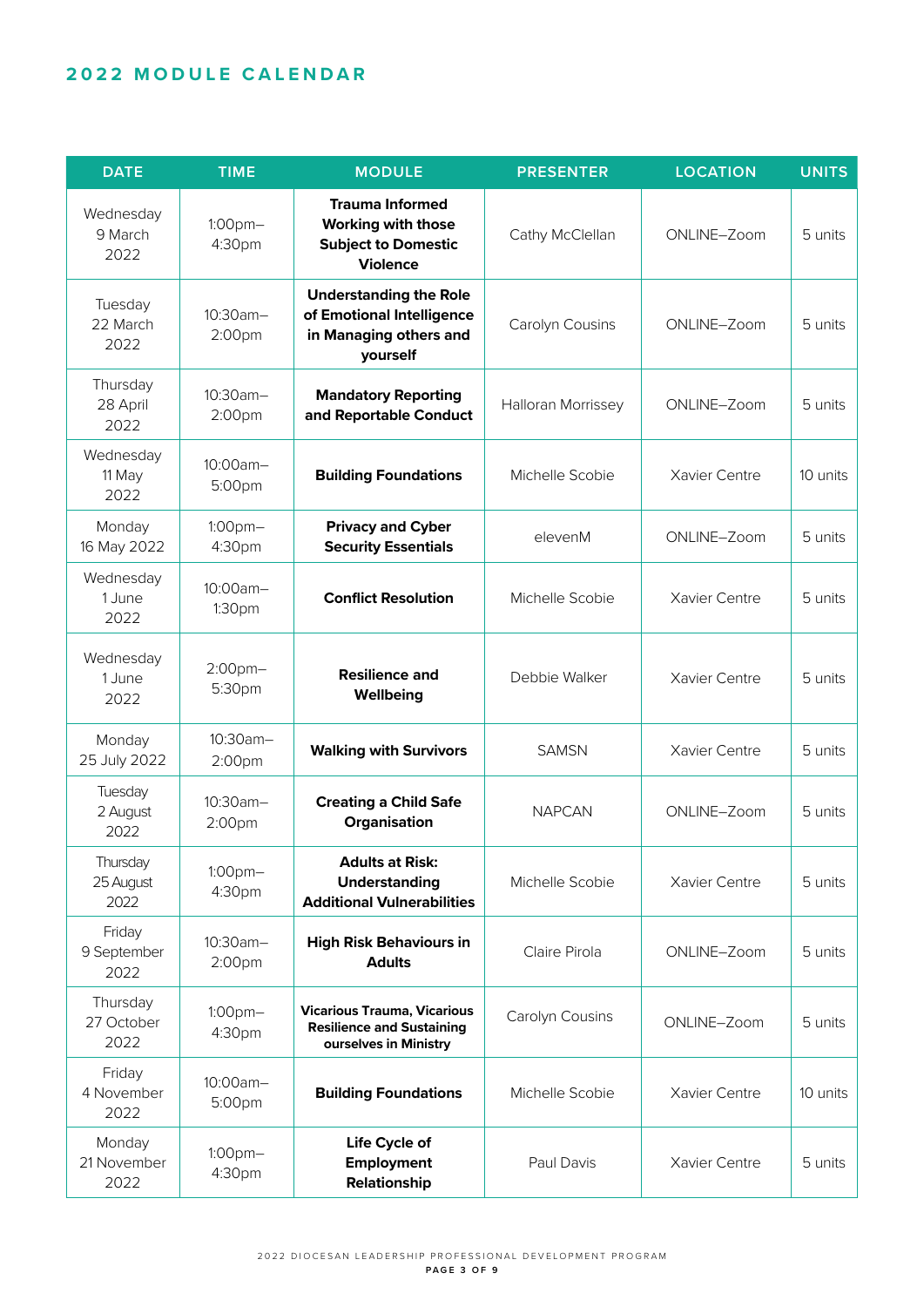## 2022 MODULE CALENDAR

| DATE | TIME | MODULE | PRESENTER | LOCATION | UNITS |
|---|---|---|---|---|---|
| Wednesday 9 March 2022 | 1:00pm–4:30pm | **Trauma Informed Working with those Subject to Domestic Violence** | Cathy McClellan | ONLINE–Zoom | 5 units |
| Tuesday 22 March 2022 | 10:30am–2:00pm | **Understanding the Role of Emotional Intelligence in Managing others and yourself** | Carolyn Cousins | ONLINE–Zoom | 5 units |
| Thursday 28 April 2022 | 10:30am–2:00pm | **Mandatory Reporting and Reportable Conduct** | Halloran Morrissey | ONLINE–Zoom | 5 units |
| Wednesday 11 May 2022 | 10:00am–5:00pm | **Building Foundations** | Michelle Scobie | Xavier Centre | 10 units |
| Monday 16 May 2022 | 1:00pm–4:30pm | **Privacy and Cyber Security Essentials** | elevenM | ONLINE–Zoom | 5 units |
| Wednesday 1 June 2022 | 10:00am–1:30pm | **Conflict Resolution** | Michelle Scobie | Xavier Centre | 5 units |
| Wednesday 1 June 2022 | 2:00pm–5:30pm | **Resilience and Wellbeing** | Debbie Walker | Xavier Centre | 5 units |
| Monday 25 July 2022 | 10:30am–2:00pm | **Walking with Survivors** | SAMSN | Xavier Centre | 5 units |
| Tuesday 2 August 2022 | 10:30am–2:00pm | **Creating a Child Safe Organisation** | NAPCAN | ONLINE–Zoom | 5 units |
| Thursday 25 August 2022 | 1:00pm–4:30pm | **Adults at Risk: Understanding Additional Vulnerabilities** | Michelle Scobie | Xavier Centre | 5 units |
| Friday 9 September 2022 | 10:30am–2:00pm | **High Risk Behaviours in Adults** | Claire Pirola | ONLINE–Zoom | 5 units |
| Thursday 27 October 2022 | 1:00pm–4:30pm | **Vicarious Trauma, Vicarious Resilience and Sustaining ourselves in Ministry** | Carolyn Cousins | ONLINE–Zoom | 5 units |
| Friday 4 November 2022 | 10:00am–5:00pm | **Building Foundations** | Michelle Scobie | Xavier Centre | 10 units |
| Monday 21 November 2022 | 1:00pm–4:30pm | **Life Cycle of Employment Relationship** | Paul Davis | Xavier Centre | 5 units |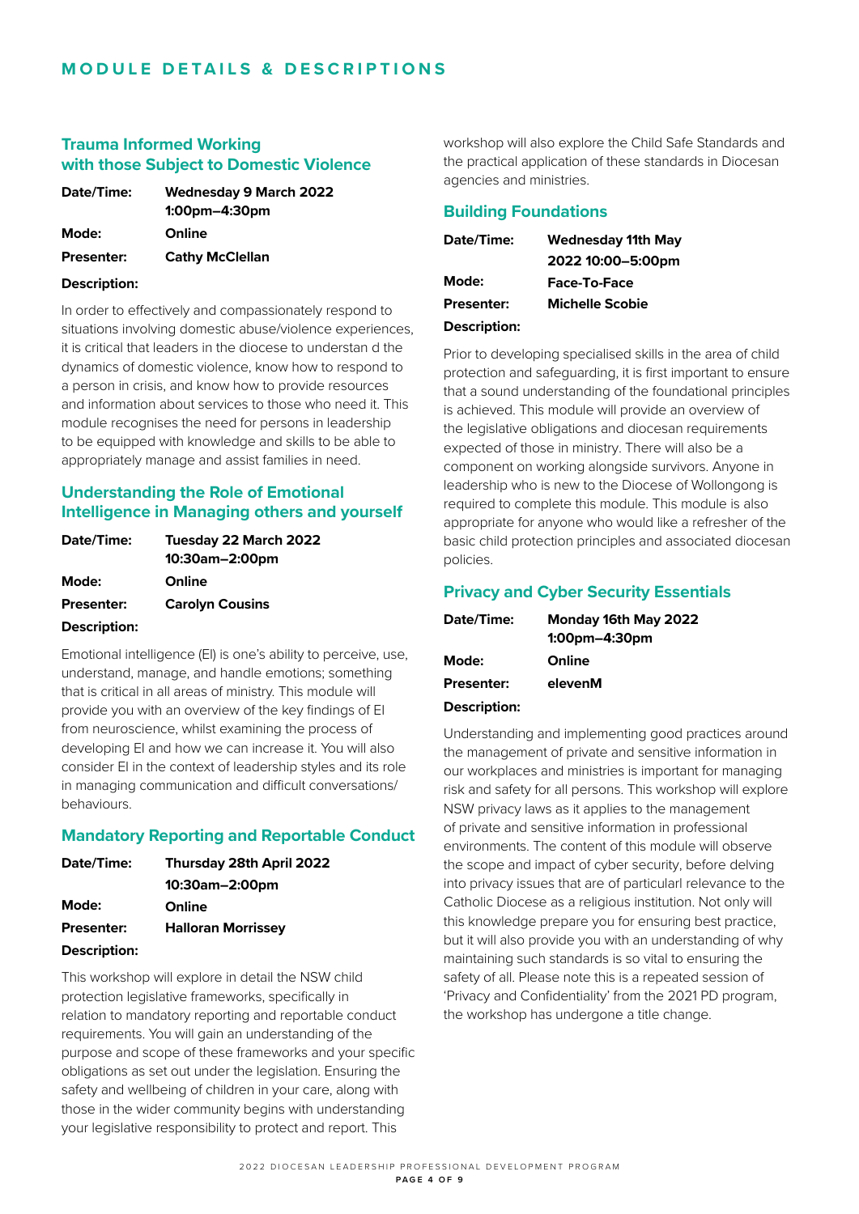# MODULE DETAILS & DESCRIPTIONS

## Trauma Informed Working with those Subject to Domestic Violence

**Date/Time:** Wednesday 9 March 2022 1:00pm–4:30pm

**Mode:** Online

**Presenter:** Cathy McClellan

**Description:**

In order to effectively and compassionately respond to situations involving domestic abuse/violence experiences, it is critical that leaders in the diocese to understan d the dynamics of domestic violence, know how to respond to a person in crisis, and know how to provide resources and information about services to those who need it. This module recognises the need for persons in leadership to be equipped with knowledge and skills to be able to appropriately manage and assist families in need.

## Understanding the Role of Emotional Intelligence in Managing others and yourself

**Date/Time:** Tuesday 22 March 2022 10:30am–2:00pm

**Mode:** Online

**Presenter:** Carolyn Cousins

**Description:**

Emotional intelligence (EI) is one's ability to perceive, use, understand, manage, and handle emotions; something that is critical in all areas of ministry. This module will provide you with an overview of the key findings of EI from neuroscience, whilst examining the process of developing EI and how we can increase it. You will also consider EI in the context of leadership styles and its role in managing communication and difficult conversations/ behaviours.

## Mandatory Reporting and Reportable Conduct

**Date/Time:** Thursday 28th April 2022 10:30am–2:00pm

**Mode:** Online

**Presenter:** Halloran Morrissey

**Description:**

This workshop will explore in detail the NSW child protection legislative frameworks, specifically in relation to mandatory reporting and reportable conduct requirements. You will gain an understanding of the purpose and scope of these frameworks and your specific obligations as set out under the legislation. Ensuring the safety and wellbeing of children in your care, along with those in the wider community begins with understanding your legislative responsibility to protect and report. This workshop will also explore the Child Safe Standards and the practical application of these standards in Diocesan agencies and ministries.

## Building Foundations

**Date/Time:** Wednesday 11th May 2022 10:00–5:00pm

**Mode:** Face-To-Face

**Presenter:** Michelle Scobie

**Description:**

Prior to developing specialised skills in the area of child protection and safeguarding, it is first important to ensure that a sound understanding of the foundational principles is achieved. This module will provide an overview of the legislative obligations and diocesan requirements expected of those in ministry. There will also be a component on working alongside survivors. Anyone in leadership who is new to the Diocese of Wollongong is required to complete this module. This module is also appropriate for anyone who would like a refresher of the basic child protection principles and associated diocesan policies.

## Privacy and Cyber Security Essentials

**Date/Time:** Monday 16th May 2022 1:00pm–4:30pm

**Mode:** Online

**Presenter:** elevenM

**Description:**

Understanding and implementing good practices around the management of private and sensitive information in our workplaces and ministries is important for managing risk and safety for all persons. This workshop will explore NSW privacy laws as it applies to the management of private and sensitive information in professional environments. The content of this module will observe the scope and impact of cyber security, before delving into privacy issues that are of particularl relevance to the Catholic Diocese as a religious institution. Not only will this knowledge prepare you for ensuring best practice, but it will also provide you with an understanding of why maintaining such standards is so vital to ensuring the safety of all. Please note this is a repeated session of 'Privacy and Confidentiality' from the 2021 PD program, the workshop has undergone a title change.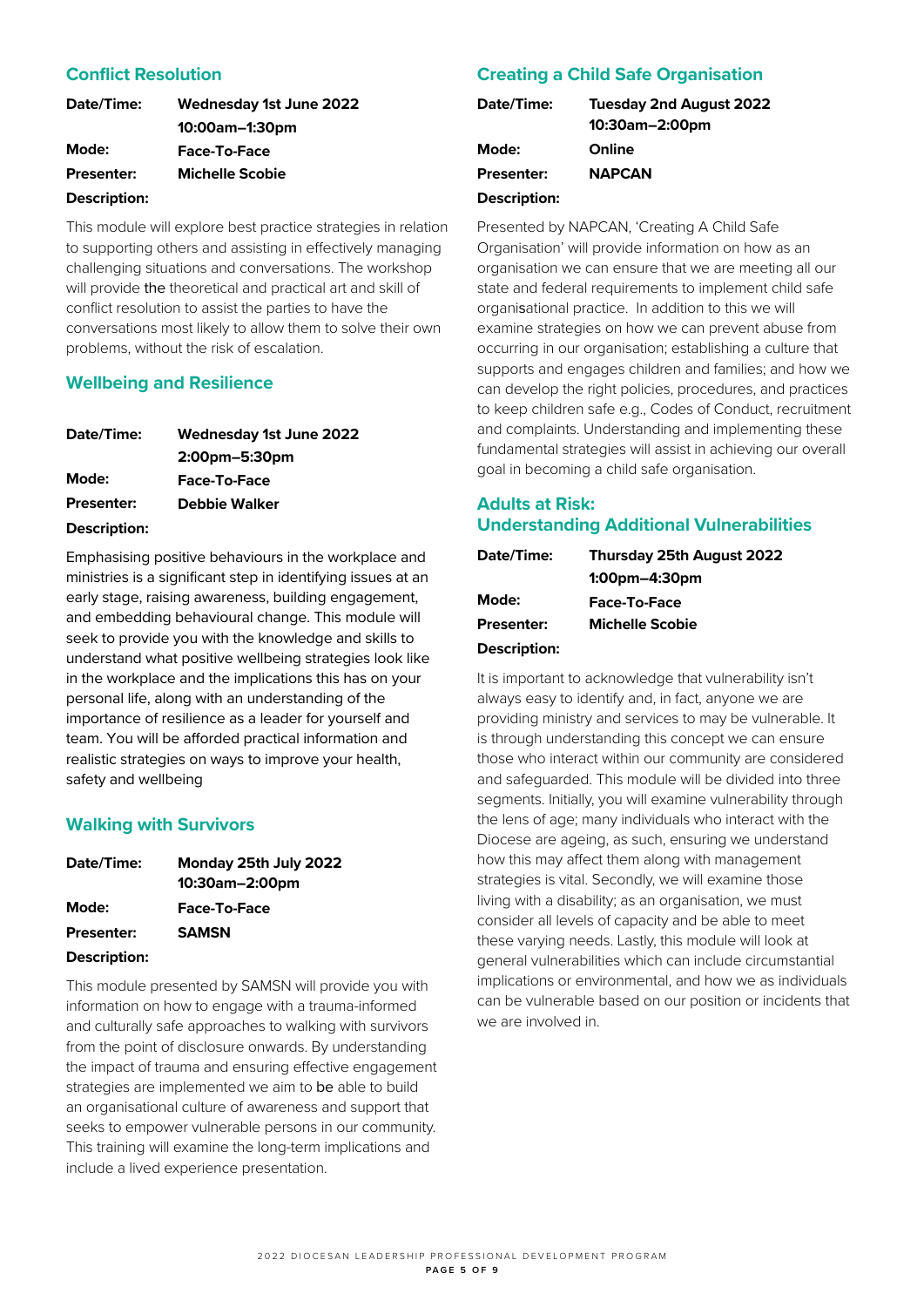## Conflict Resolution

**Date/Time:** **Wednesday 1st June 2022**
**10:00am–1:30pm**

**Mode:** **Face-To-Face**

**Presenter:** **Michelle Scobie**

**Description:**

This module will explore best practice strategies in relation to supporting others and assisting in effectively managing challenging situations and conversations. The workshop will provide the theoretical and practical art and skill of conflict resolution to assist the parties to have the conversations most likely to allow them to solve their own problems, without the risk of escalation.

## Wellbeing and Resilience

**Date/Time:** **Wednesday 1st June 2022**
**2:00pm–5:30pm**

**Mode:** **Face-To-Face**

**Presenter:** **Debbie Walker**

**Description:**

Emphasising positive behaviours in the workplace and ministries is a significant step in identifying issues at an early stage, raising awareness, building engagement, and embedding behavioural change. This module will seek to provide you with the knowledge and skills to understand what positive wellbeing strategies look like in the workplace and the implications this has on your personal life, along with an understanding of the importance of resilience as a leader for yourself and team. You will be afforded practical information and realistic strategies on ways to improve your health, safety and wellbeing

## Walking with Survivors

**Date/Time:** **Monday 25th July 2022**
**10:30am–2:00pm**

**Mode:** **Face-To-Face**

**Presenter:** **SAMSN**

**Description:**

This module presented by SAMSN will provide you with information on how to engage with a trauma-informed and culturally safe approaches to walking with survivors from the point of disclosure onwards. By understanding the impact of trauma and ensuring effective engagement strategies are implemented we aim to be able to build an organisational culture of awareness and support that seeks to empower vulnerable persons in our community. This training will examine the long-term implications and include a lived experience presentation.

## Creating a Child Safe Organisation

**Date/Time:** **Tuesday 2nd August 2022**
**10:30am–2:00pm**

**Mode:** **Online**

**Presenter:** **NAPCAN**

**Description:**

Presented by NAPCAN, 'Creating A Child Safe Organisation' will provide information on how as an organisation we can ensure that we are meeting all our state and federal requirements to implement child safe organisational practice. In addition to this we will examine strategies on how we can prevent abuse from occurring in our organisation; establishing a culture that supports and engages children and families; and how we can develop the right policies, procedures, and practices to keep children safe e.g., Codes of Conduct, recruitment and complaints. Understanding and implementing these fundamental strategies will assist in achieving our overall goal in becoming a child safe organisation.

## Adults at Risk: Understanding Additional Vulnerabilities

**Date/Time:** **Thursday 25th August 2022**
**1:00pm–4:30pm**

**Mode:** **Face-To-Face**

**Presenter:** **Michelle Scobie**

**Description:**

It is important to acknowledge that vulnerability isn't always easy to identify and, in fact, anyone we are providing ministry and services to may be vulnerable. It is through understanding this concept we can ensure those who interact within our community are considered and safeguarded. This module will be divided into three segments. Initially, you will examine vulnerability through the lens of age; many individuals who interact with the Diocese are ageing, as such, ensuring we understand how this may affect them along with management strategies is vital. Secondly, we will examine those living with a disability; as an organisation, we must consider all levels of capacity and be able to meet these varying needs. Lastly, this module will look at general vulnerabilities which can include circumstantial implications or environmental, and how we as individuals can be vulnerable based on our position or incidents that we are involved in.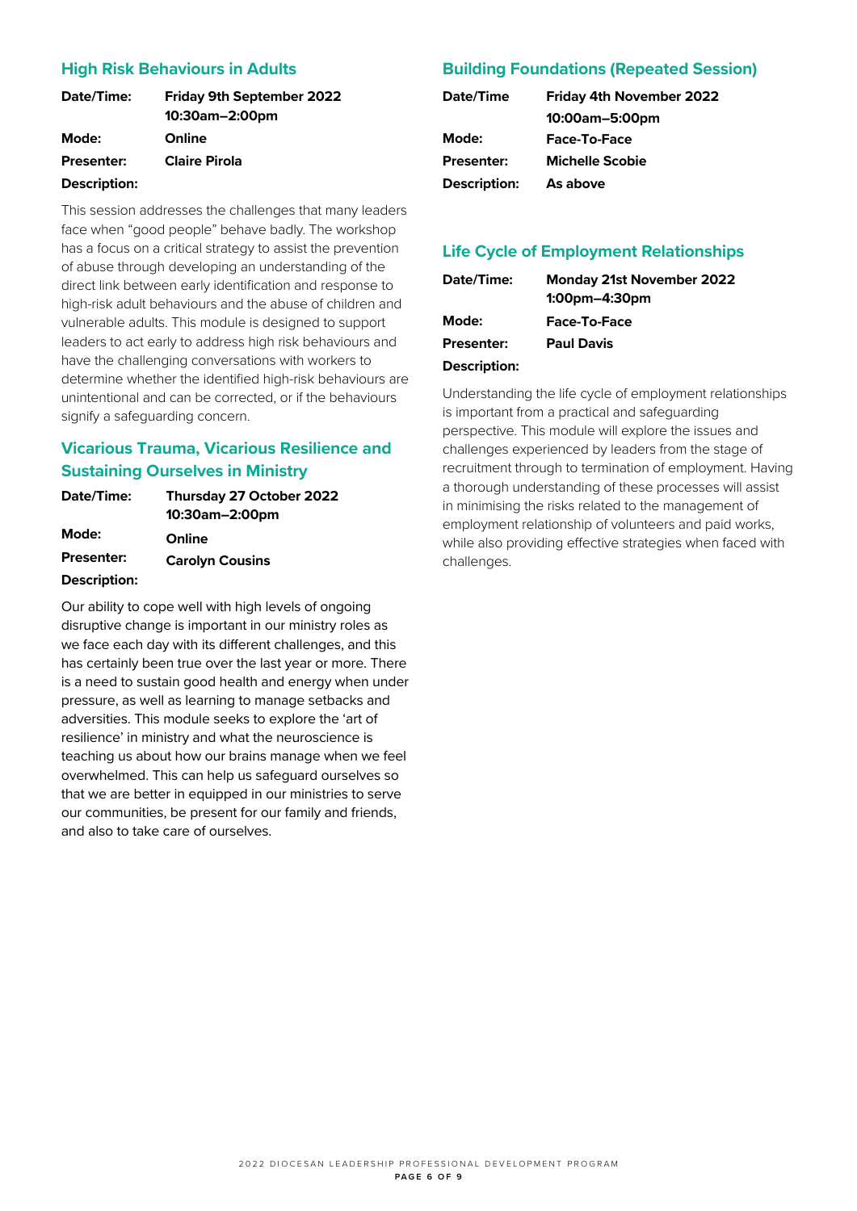## High Risk Behaviours in Adults

**Date/Time:** **Friday 9th September 2022 10:30am–2:00pm**

**Mode:** **Online**

**Presenter:** **Claire Pirola**

**Description:**

This session addresses the challenges that many leaders face when "good people" behave badly. The workshop has a focus on a critical strategy to assist the prevention of abuse through developing an understanding of the direct link between early identification and response to high-risk adult behaviours and the abuse of children and vulnerable adults. This module is designed to support leaders to act early to address high risk behaviours and have the challenging conversations with workers to determine whether the identified high-risk behaviours are unintentional and can be corrected, or if the behaviours signify a safeguarding concern.

## Vicarious Trauma, Vicarious Resilience and Sustaining Ourselves in Ministry

**Date/Time:** **Thursday 27 October 2022 10:30am–2:00pm**

**Mode:** **Online**

**Presenter:** **Carolyn Cousins**

**Description:**

Our ability to cope well with high levels of ongoing disruptive change is important in our ministry roles as we face each day with its different challenges, and this has certainly been true over the last year or more. There is a need to sustain good health and energy when under pressure, as well as learning to manage setbacks and adversities. This module seeks to explore the 'art of resilience' in ministry and what the neuroscience is teaching us about how our brains manage when we feel overwhelmed. This can help us safeguard ourselves so that we are better in equipped in our ministries to serve our communities, be present for our family and friends, and also to take care of ourselves.

## Building Foundations (Repeated Session)

**Date/Time** **Friday 4th November 2022 10:00am–5:00pm**

**Mode:** **Face-To-Face**

**Presenter:** **Michelle Scobie**

**Description:** **As above**

## Life Cycle of Employment Relationships

**Date/Time:** **Monday 21st November 2022 1:00pm–4:30pm**

**Mode:** **Face-To-Face**

**Presenter:** **Paul Davis**

**Description:**

Understanding the life cycle of employment relationships is important from a practical and safeguarding perspective. This module will explore the issues and challenges experienced by leaders from the stage of recruitment through to termination of employment. Having a thorough understanding of these processes will assist in minimising the risks related to the management of employment relationship of volunteers and paid works, while also providing effective strategies when faced with challenges.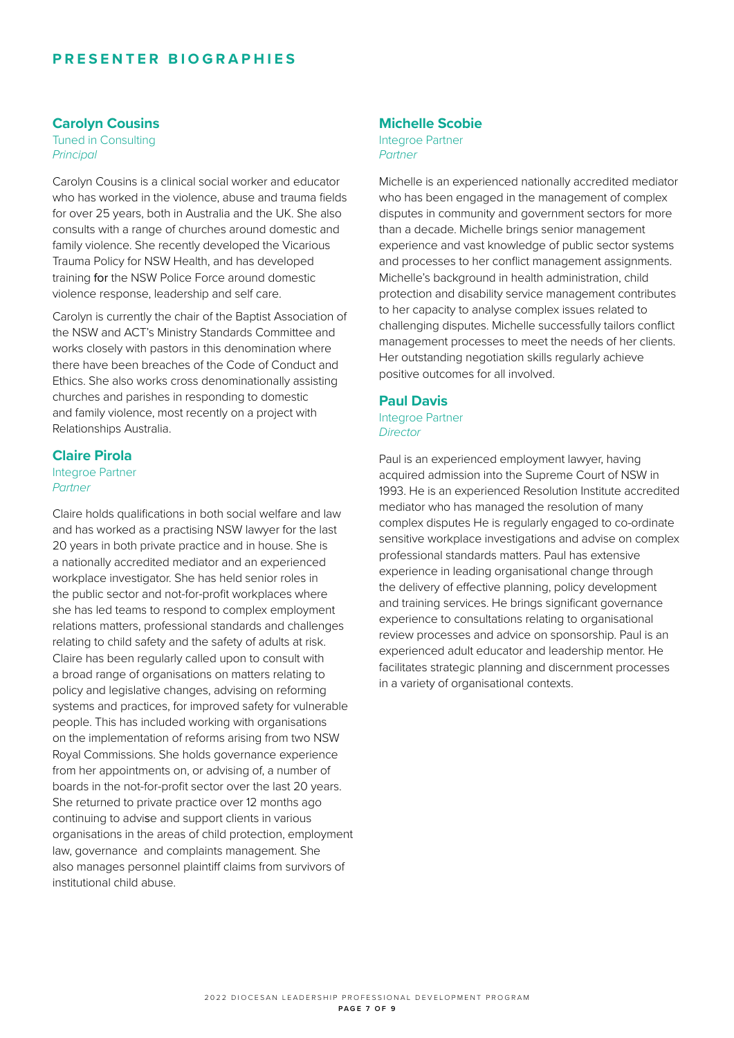## PRESENTER BIOGRAPHIES

### Carolyn Cousins

Tuned in Consulting
*Principal*

Carolyn Cousins is a clinical social worker and educator who has worked in the violence, abuse and trauma fields for over 25 years, both in Australia and the UK. She also consults with a range of churches around domestic and family violence. She recently developed the Vicarious Trauma Policy for NSW Health, and has developed training for the NSW Police Force around domestic violence response, leadership and self care.

Carolyn is currently the chair of the Baptist Association of the NSW and ACT's Ministry Standards Committee and works closely with pastors in this denomination where there have been breaches of the Code of Conduct and Ethics. She also works cross denominationally assisting churches and parishes in responding to domestic and family violence, most recently on a project with Relationships Australia.

### Claire Pirola

Integroe Partner
*Partner*

Claire holds qualifications in both social welfare and law and has worked as a practising NSW lawyer for the last 20 years in both private practice and in house. She is a nationally accredited mediator and an experienced workplace investigator. She has held senior roles in the public sector and not-for-profit workplaces where she has led teams to respond to complex employment relations matters, professional standards and challenges relating to child safety and the safety of adults at risk. Claire has been regularly called upon to consult with a broad range of organisations on matters relating to policy and legislative changes, advising on reforming systems and practices, for improved safety for vulnerable people. This has included working with organisations on the implementation of reforms arising from two NSW Royal Commissions. She holds governance experience from her appointments on, or advising of, a number of boards in the not-for-profit sector over the last 20 years. She returned to private practice over 12 months ago continuing to advise and support clients in various organisations in the areas of child protection, employment law, governance and complaints management. She also manages personnel plaintiff claims from survivors of institutional child abuse.

### Michelle Scobie

Integroe Partner
*Partner*

Michelle is an experienced nationally accredited mediator who has been engaged in the management of complex disputes in community and government sectors for more than a decade. Michelle brings senior management experience and vast knowledge of public sector systems and processes to her conflict management assignments. Michelle's background in health administration, child protection and disability service management contributes to her capacity to analyse complex issues related to challenging disputes. Michelle successfully tailors conflict management processes to meet the needs of her clients. Her outstanding negotiation skills regularly achieve positive outcomes for all involved.

### Paul Davis

Integroe Partner
*Director*

Paul is an experienced employment lawyer, having acquired admission into the Supreme Court of NSW in 1993. He is an experienced Resolution Institute accredited mediator who has managed the resolution of many complex disputes He is regularly engaged to co-ordinate sensitive workplace investigations and advise on complex professional standards matters. Paul has extensive experience in leading organisational change through the delivery of effective planning, policy development and training services. He brings significant governance experience to consultations relating to organisational review processes and advice on sponsorship. Paul is an experienced adult educator and leadership mentor. He facilitates strategic planning and discernment processes in a variety of organisational contexts.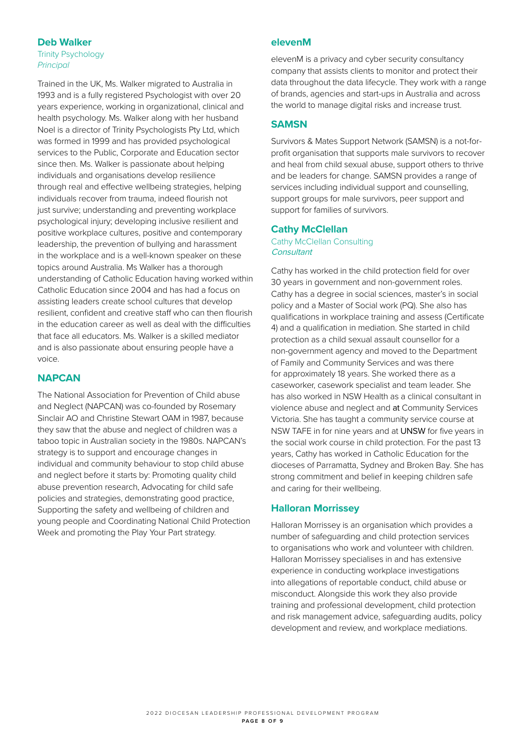## Deb Walker

Trinity Psychology
*Principal*

Trained in the UK, Ms. Walker migrated to Australia in 1993 and is a fully registered Psychologist with over 20 years experience, working in organizational, clinical and health psychology. Ms. Walker along with her husband Noel is a director of Trinity Psychologists Pty Ltd, which was formed in 1999 and has provided psychological services to the Public, Corporate and Education sector since then. Ms. Walker is passionate about helping individuals and organisations develop resilience through real and effective wellbeing strategies, helping individuals recover from trauma, indeed flourish not just survive; understanding and preventing workplace psychological injury; developing inclusive resilient and positive workplace cultures, positive and contemporary leadership, the prevention of bullying and harassment in the workplace and is a well-known speaker on these topics around Australia. Ms Walker has a thorough understanding of Catholic Education having worked within Catholic Education since 2004 and has had a focus on assisting leaders create school cultures that develop resilient, confident and creative staff who can then flourish in the education career as well as deal with the difficulties that face all educators. Ms. Walker is a skilled mediator and is also passionate about ensuring people have a voice.

## NAPCAN

The National Association for Prevention of Child abuse and Neglect (NAPCAN) was co-founded by Rosemary Sinclair AO and Christine Stewart OAM in 1987, because they saw that the abuse and neglect of children was a taboo topic in Australian society in the 1980s. NAPCAN's strategy is to support and encourage changes in individual and community behaviour to stop child abuse and neglect before it starts by: Promoting quality child abuse prevention research, Advocating for child safe policies and strategies, demonstrating good practice, Supporting the safety and wellbeing of children and young people and Coordinating National Child Protection Week and promoting the Play Your Part strategy.

## elevenM

elevenM is a privacy and cyber security consultancy company that assists clients to monitor and protect their data throughout the data lifecycle. They work with a range of brands, agencies and start-ups in Australia and across the world to manage digital risks and increase trust.

## SAMSN

Survivors & Mates Support Network (SAMSN) is a not-for-profit organisation that supports male survivors to recover and heal from child sexual abuse, support others to thrive and be leaders for change. SAMSN provides a range of services including individual support and counselling, support groups for male survivors, peer support and support for families of survivors.

## Cathy McClellan

Cathy McClellan Consulting
*Consultant*

Cathy has worked in the child protection field for over 30 years in government and non-government roles. Cathy has a degree in social sciences, master's in social policy and a Master of Social work (PQ). She also has qualifications in workplace training and assess (Certificate 4) and a qualification in mediation. She started in child protection as a child sexual assault counsellor for a non-government agency and moved to the Department of Family and Community Services and was there for approximately 18 years. She worked there as a caseworker, casework specialist and team leader. She has also worked in NSW Health as a clinical consultant in violence abuse and neglect and at Community Services Victoria. She has taught a community service course at NSW TAFE in for nine years and at UNSW for five years in the social work course in child protection. For the past 13 years, Cathy has worked in Catholic Education for the dioceses of Parramatta, Sydney and Broken Bay. She has strong commitment and belief in keeping children safe and caring for their wellbeing.

## Halloran Morrissey

Halloran Morrissey is an organisation which provides a number of safeguarding and child protection services to organisations who work and volunteer with children. Halloran Morrissey specialises in and has extensive experience in conducting workplace investigations into allegations of reportable conduct, child abuse or misconduct. Alongside this work they also provide training and professional development, child protection and risk management advice, safeguarding audits, policy development and review, and workplace mediations.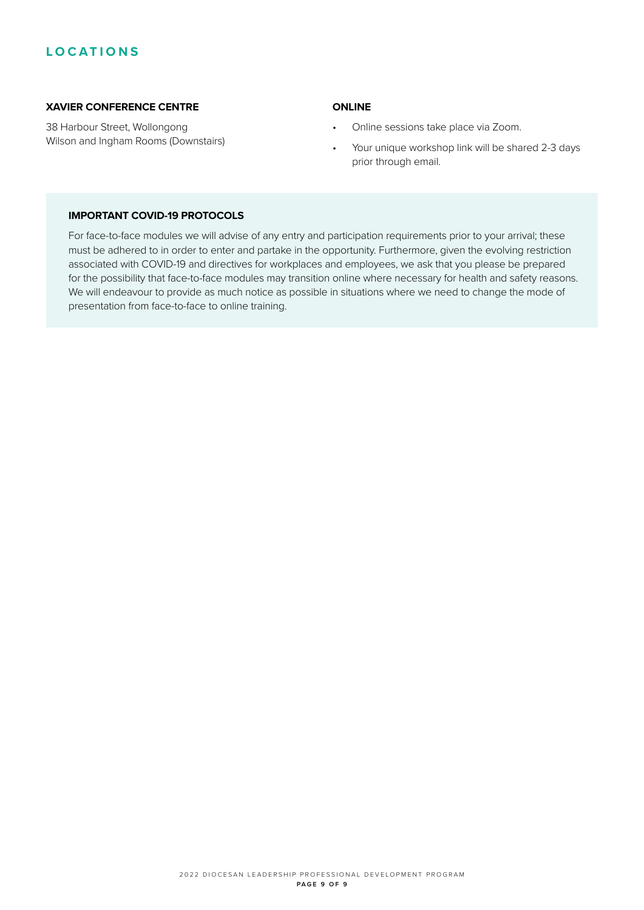## LOCATIONS

**XAVIER CONFERENCE CENTRE**

38 Harbour Street, Wollongong
Wilson and Ingham Rooms (Downstairs)

**ONLINE**

- Online sessions take place via Zoom.
- Your unique workshop link will be shared 2-3 days prior through email.

**IMPORTANT COVID-19 PROTOCOLS**

For face-to-face modules we will advise of any entry and participation requirements prior to your arrival; these must be adhered to in order to enter and partake in the opportunity. Furthermore, given the evolving restriction associated with COVID-19 and directives for workplaces and employees, we ask that you please be prepared for the possibility that face-to-face modules may transition online where necessary for health and safety reasons. We will endeavour to provide as much notice as possible in situations where we need to change the mode of presentation from face-to-face to online training.